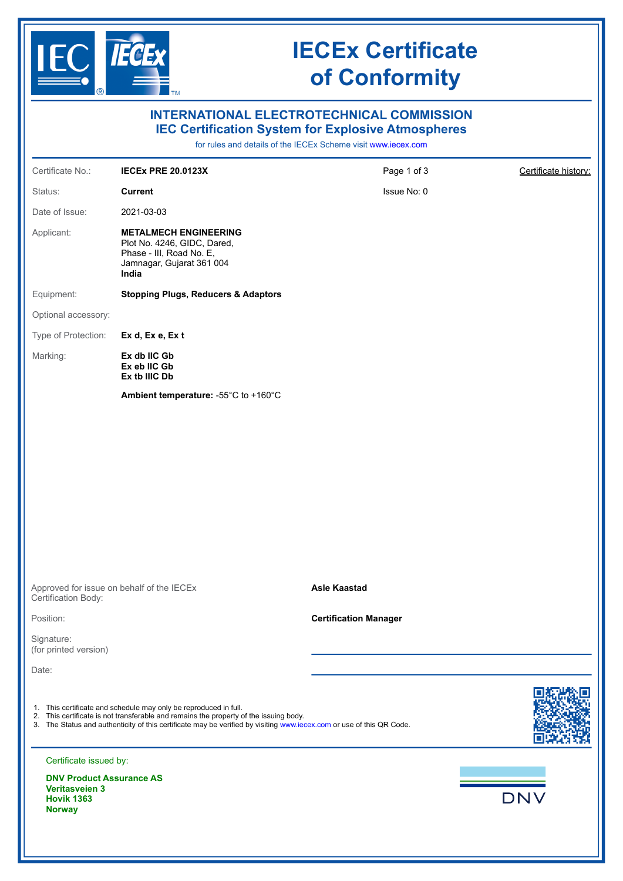# IECEx Certificate of Conformity

## INTERNATIONAL ELECTROTECHNICAL COMMISSION
## IEC Certification System for Explosive Atmospheres

for rules and details of the IECEx Scheme visit www.iecex.com

| | | | |
|---|---|---|---|
| Certificate No.: | **IECEx PRE 20.0123X** | Page 1 of 3 | Certificate history: |
| Status: | **Current** | Issue No: 0 | |
| Date of Issue: | 2021-03-03 | | |

Applicant: **METALMECH ENGINEERING**
Plot No. 4246, GIDC, Dared,
Phase - III, Road No. E,
Jamnagar, Gujarat 361 004
**India**

Equipment: **Stopping Plugs, Reducers & Adaptors**

Optional accessory:

Type of Protection: **Ex d, Ex e, Ex t**

Marking: **Ex db IIC Gb**
**Ex eb IIC Gb**
**Ex tb IIIC Db**

**Ambient temperature:** -55°C to +160°C

Approved for issue on behalf of the IECEx Certification Body: **Asle Kaastad**

Position: **Certification Manager**

Signature:
(for printed version)

Date:

1. This certificate and schedule may only be reproduced in full.
2. This certificate is not transferable and remains the property of the issuing body.
3. The Status and authenticity of this certificate may be verified by visiting www.iecex.com or use of this QR Code.

Certificate issued by:

**DNV Product Assurance AS**
**Veritasveien 3**
**Hovik 1363**
**Norway**

DNV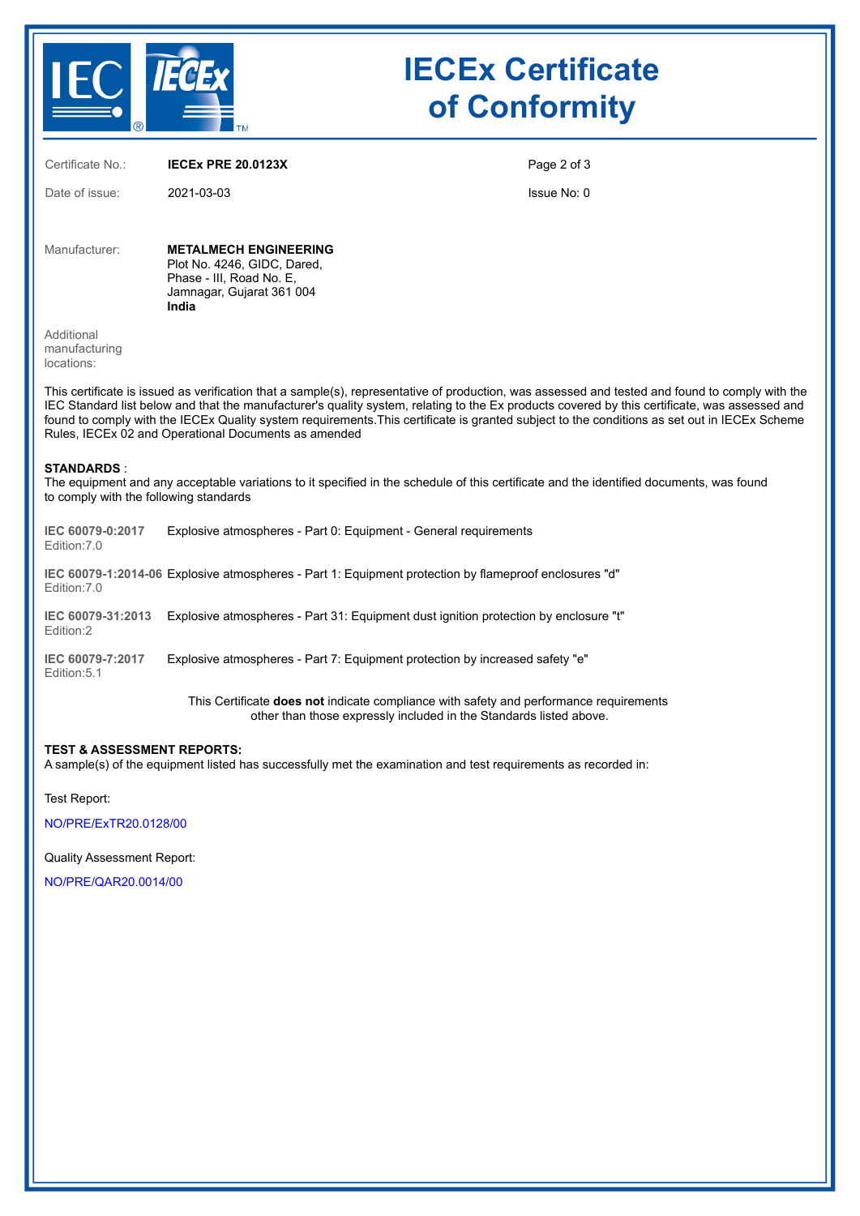# IECEx Certificate of Conformity

| | | | |
|---|---|---|---|
| Certificate No.: | **IECEx PRE 20.0123X** | | |
| Date of issue: | 2021-03-03 | | Issue No: 0 |

Manufacturer: **METALMECH ENGINEERING**
Plot No. 4246, GIDC, Dared,
Phase - III, Road No. E,
Jamnagar, Gujarat 361 004
**India**

Additional manufacturing locations:

This certificate is issued as verification that a sample(s), representative of production, was assessed and tested and found to comply with the IEC Standard list below and that the manufacturer's quality system, relating to the Ex products covered by this certificate, was assessed and found to comply with the IECEx Quality system requirements.This certificate is granted subject to the conditions as set out in IECEx Scheme Rules, IECEx 02 and Operational Documents as amended

**STANDARDS** :
The equipment and any acceptable variations to it specified in the schedule of this certificate and the identified documents, was found to comply with the following standards

**IEC 60079-0:2017** Edition:7.0 — Explosive atmospheres - Part 0: Equipment - General requirements

**IEC 60079-1:2014-06** Edition:7.0 — Explosive atmospheres - Part 1: Equipment protection by flameproof enclosures "d"

**IEC 60079-31:2013** Edition:2 — Explosive atmospheres - Part 31: Equipment dust ignition protection by enclosure "t"

**IEC 60079-7:2017** Edition:5.1 — Explosive atmospheres - Part 7: Equipment protection by increased safety "e"

This Certificate **does not** indicate compliance with safety and performance requirements other than those expressly included in the Standards listed above.

**TEST & ASSESSMENT REPORTS:**
A sample(s) of the equipment listed has successfully met the examination and test requirements as recorded in:

Test Report:

NO/PRE/ExTR20.0128/00

Quality Assessment Report:

NO/PRE/QAR20.0014/00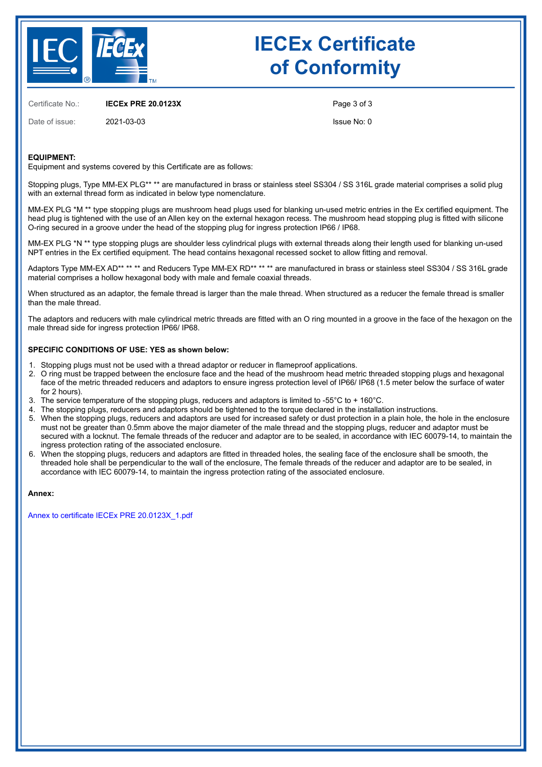# IECEx Certificate of Conformity

Certificate No.: **IECEx PRE 20.0123X**

Date of issue: 2021-03-03

Issue No: 0

**EQUIPMENT:**
Equipment and systems covered by this Certificate are as follows:

Stopping plugs, Type MM-EX PLG** ** are manufactured in brass or stainless steel SS304 / SS 316L grade material comprises a solid plug with an external thread form as indicated in below type nomenclature.

MM-EX PLG *M ** type stopping plugs are mushroom head plugs used for blanking un-used metric entries in the Ex certified equipment. The head plug is tightened with the use of an Allen key on the external hexagon recess. The mushroom head stopping plug is fitted with silicone O-ring secured in a groove under the head of the stopping plug for ingress protection IP66 / IP68.

MM-EX PLG *N ** type stopping plugs are shoulder less cylindrical plugs with external threads along their length used for blanking un-used NPT entries in the Ex certified equipment. The head contains hexagonal recessed socket to allow fitting and removal.

Adaptors Type MM-EX AD** ** ** and Reducers Type MM-EX RD** ** ** are manufactured in brass or stainless steel SS304 / SS 316L grade material comprises a hollow hexagonal body with male and female coaxial threads.

When structured as an adaptor, the female thread is larger than the male thread. When structured as a reducer the female thread is smaller than the male thread.

The adaptors and reducers with male cylindrical metric threads are fitted with an O ring mounted in a groove in the face of the hexagon on the male thread side for ingress protection IP66/ IP68.

**SPECIFIC CONDITIONS OF USE: YES as shown below:**

1. Stopping plugs must not be used with a thread adaptor or reducer in flameproof applications.
2. O ring must be trapped between the enclosure face and the head of the mushroom head metric threaded stopping plugs and hexagonal face of the metric threaded reducers and adaptors to ensure ingress protection level of IP66/ IP68 (1.5 meter below the surface of water for 2 hours).
3. The service temperature of the stopping plugs, reducers and adaptors is limited to -55°C to + 160°C.
4. The stopping plugs, reducers and adaptors should be tightened to the torque declared in the installation instructions.
5. When the stopping plugs, reducers and adaptors are used for increased safety or dust protection in a plain hole, the hole in the enclosure must not be greater than 0.5mm above the major diameter of the male thread and the stopping plugs, reducer and adaptor must be secured with a locknut. The female threads of the reducer and adaptor are to be sealed, in accordance with IEC 60079-14, to maintain the ingress protection rating of the associated enclosure.
6. When the stopping plugs, reducers and adaptors are fitted in threaded holes, the sealing face of the enclosure shall be smooth, the threaded hole shall be perpendicular to the wall of the enclosure, The female threads of the reducer and adaptor are to be sealed, in accordance with IEC 60079-14, to maintain the ingress protection rating of the associated enclosure.

**Annex:**

Annex to certificate IECEx PRE 20.0123X_1.pdf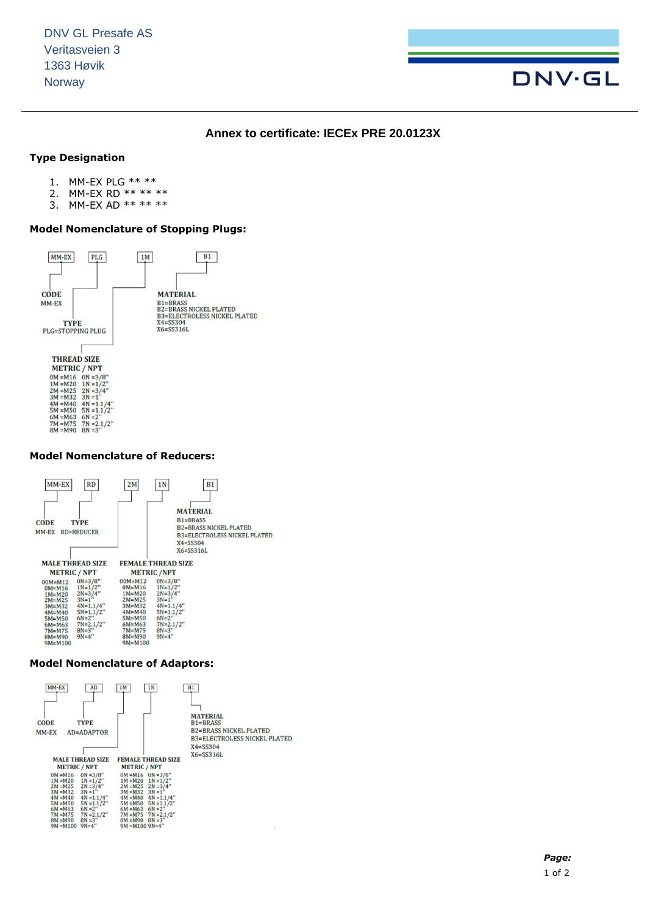DNV GL Presafe AS
Veritasveien 3
1363 Høvik
Norway

## Annex to certificate: IECEx PRE 20.0123X

### Type Designation

1. MM-EX PLG ** **
2. MM-EX RD ** ** **
3. MM-EX AD ** ** **

### Model Nomenclature of Stopping Plugs:

MM-EX | PLG | 1M | B1

**CODE**
MM-EX

**TYPE**
PLG=STOPPING PLUG

**MATERIAL**
B1=BRASS
B2=BRASS NICKEL PLATED
B3=ELECTROLESS NICKEL PLATED
X4=SS304
X6=SS316L

**THREAD SIZE**
**METRIC / NPT**

| Metric | NPT |
|---|---|
| 0M =M16 | 0N =3/8" |
| 1M =M20 | 1N =1/2" |
| 2M =M25 | 2N =3/4" |
| 3M =M32 | 3N =1" |
| 4M =M40 | 4N =1.1/4" |
| 5M =M50 | 5N =1.1/2" |
| 6M =M63 | 6N =2" |
| 7M =M75 | 7N =2.1/2" |
| 8M =M90 | 8N =3" |

### Model Nomenclature of Reducers:

MM-EX | RD | 2M | 1N | B1

**CODE**
MM-EX

**TYPE**
RD=REDUCER

**MATERIAL**
B1=BRASS
B2=BRASS NICKEL PLATED
B3=ELECTROLESS NICKEL PLATED
X4=SS304
X6=SS316L

| MALE THREAD SIZE METRIC | MALE THREAD SIZE NPT | FEMALE THREAD SIZE METRIC | FEMALE THREAD SIZE NPT |
|---|---|---|---|
| 00M=M12 | 0N=3/8" | 00M=M12 | 0N=3/8" |
| 0M=M16 | 1N=1/2" | 0M=M16 | 1N=1/2" |
| 1M=M20 | 2N=3/4" | 1M=M20 | 2N=3/4" |
| 2M=M25 | 3N=1" | 2M=M25 | 3N=1" |
| 3M=M32 | 4N=1.1/4" | 3M=M32 | 4N=1.1/4" |
| 4M=M40 | 5N=1.1/2" | 4M=M40 | 5N=1.1/2" |
| 5M=M50 | 6N=2" | 5M=M50 | 6N=2" |
| 6M=M63 | 7N=2.1/2" | 6M=M63 | 7N=2.1/2" |
| 7M=M75 | 8N=3" | 7M=M75 | 8N=3" |
| 8M=M90 | 9N=4" | 8M=M90 | 9N=4" |
| 9M=M100 | | 9M=M100 | |

### Model Nomenclature of Adaptors:

MM-EX | AD | 1M | 1N | B1

**CODE**
MM-EX

**TYPE**
AD=ADAPTOR

**MATERIAL**
B1=BRASS
B2=BRASS NICKEL PLATED
B3=ELECTROLESS NICKEL PLATED
X4=SS304
X6=SS316L

| MALE THREAD SIZE METRIC | MALE THREAD SIZE NPT | FEMALE THREAD SIZE METRIC | FEMALE THREAD SIZE NPT |
|---|---|---|---|
| 0M =M16 | 0N =3/8" | 0M =M16 | 0N =3/8" |
| 1M =M20 | 1N =1/2" | 1M =M20 | 1N =1/2" |
| 2M =M25 | 2N =3/4" | 2M =M25 | 2N =3/4" |
| 3M =M32 | 3N =1" | 3M =M32 | 3N =1" |
| 4M =M40 | 4N =1.1/4" | 4M =M40 | 4N =1.1/4" |
| 5M =M50 | 5N =1.1/2" | 5M =M50 | 5N =1.1/2" |
| 6M =M63 | 6N =2" | 6M =M63 | 6N =2" |
| 7M =M75 | 7N =2.1/2" | 7M =M75 | 7N =2.1/2" |
| 8M =M90 | 8N =3" | 8M =M90 | 8N =3" |
| 9M =M100 | 9N=4" | 9M =M100 | 9N=4" |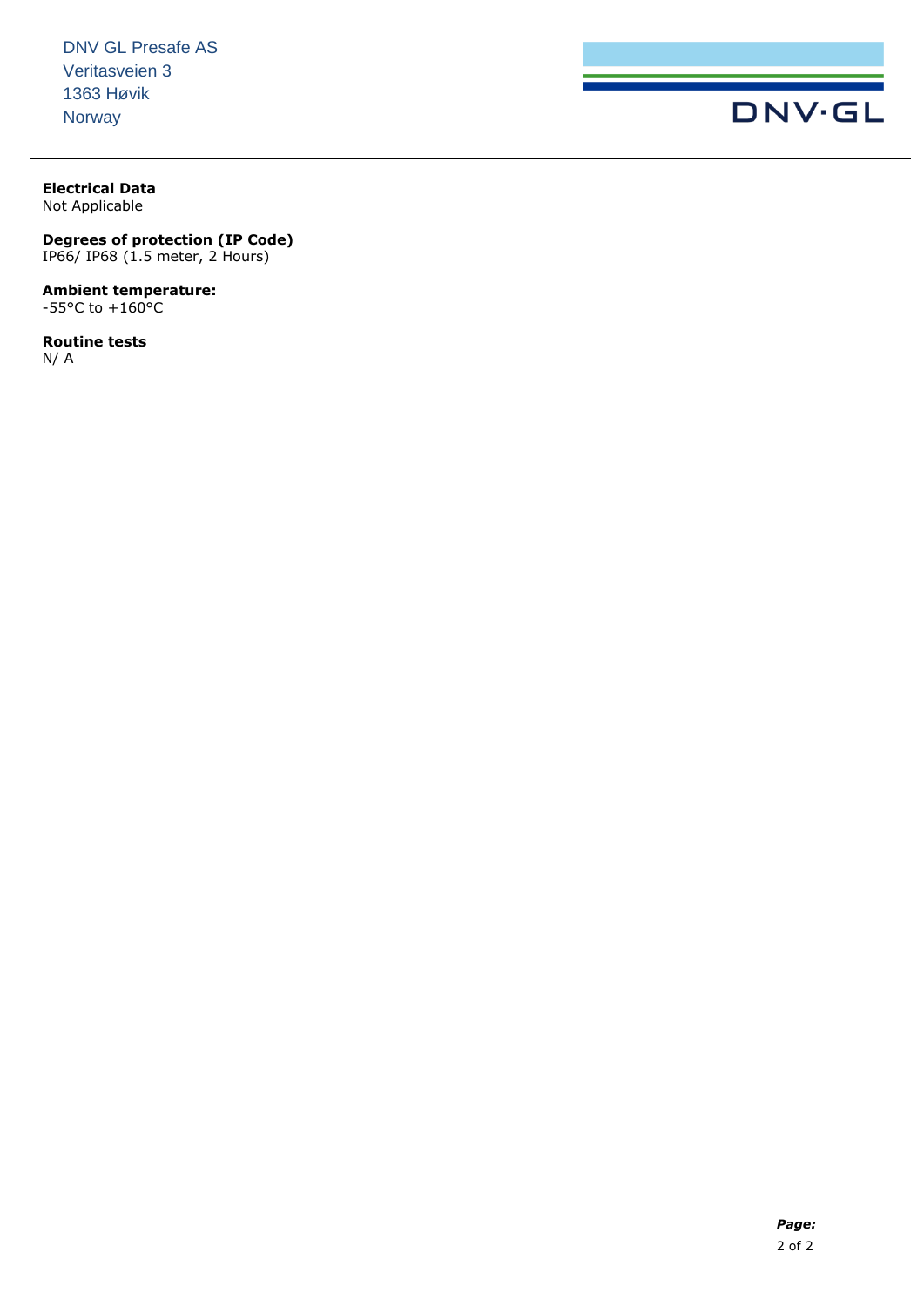DNV GL Presafe AS
Veritasveien 3
1363 Høvik
Norway

**Electrical Data**
Not Applicable

**Degrees of protection (IP Code)**
IP66/ IP68 (1.5 meter, 2 Hours)

**Ambient temperature:**
-55°C to +160°C

**Routine tests**
N/ A